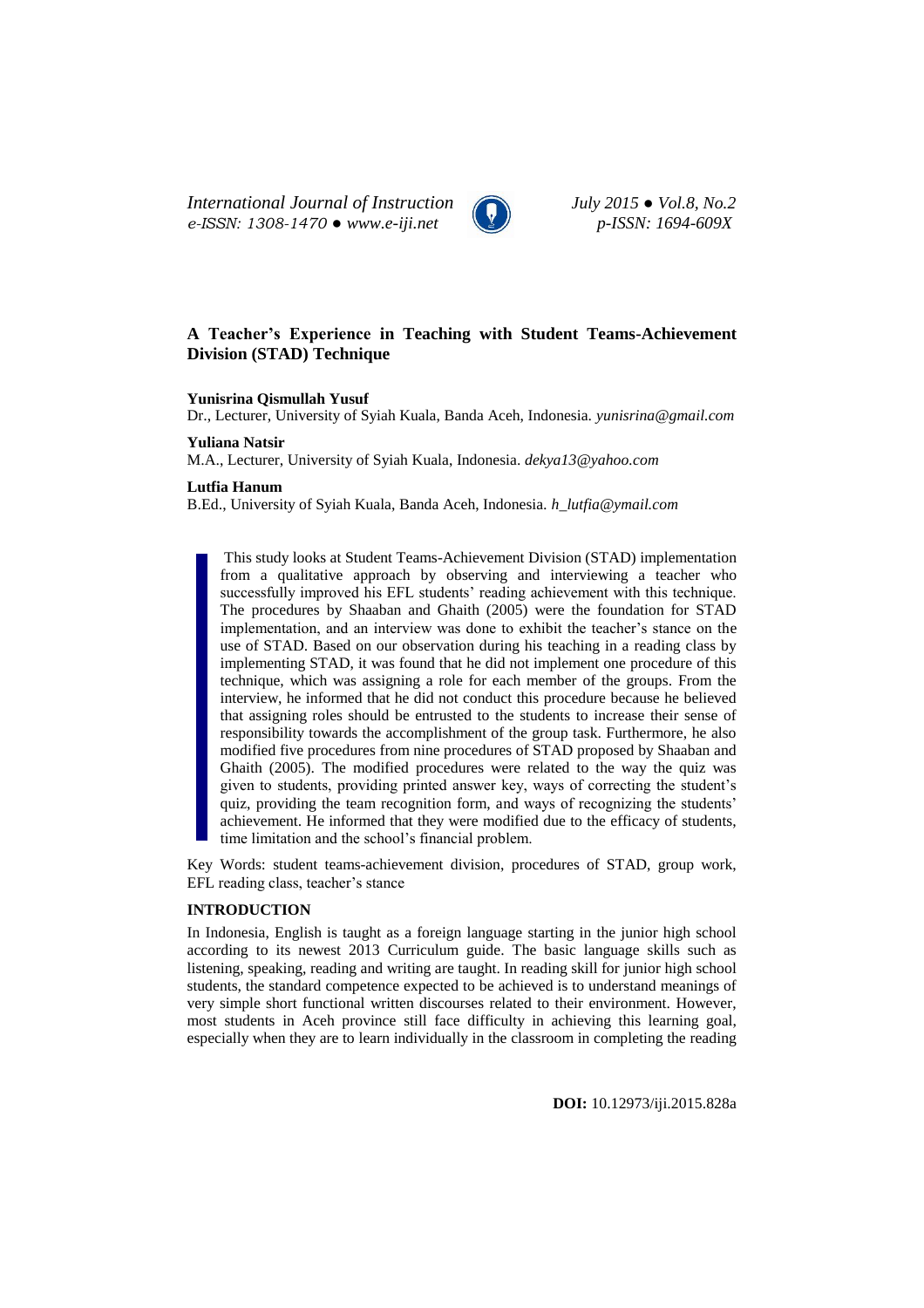# A Teacher's Experience in Teaching with Student Teams-Achievement Division (STAD) Technique

**Yunisrina Qismullah Yusuf**
Dr., Lecturer, University of Syiah Kuala, Banda Aceh, Indonesia. *yunisrina@gmail.com*

**Yuliana Natsir**
M.A., Lecturer, University of Syiah Kuala, Indonesia. *dekya13@yahoo.com*

**Lutfia Hanum**
B.Ed., University of Syiah Kuala, Banda Aceh, Indonesia. *h_lutfia@ymail.com*

This study looks at Student Teams-Achievement Division (STAD) implementation from a qualitative approach by observing and interviewing a teacher who successfully improved his EFL students' reading achievement with this technique. The procedures by Shaaban and Ghaith (2005) were the foundation for STAD implementation, and an interview was done to exhibit the teacher's stance on the use of STAD. Based on our observation during his teaching in a reading class by implementing STAD, it was found that he did not implement one procedure of this technique, which was assigning a role for each member of the groups. From the interview, he informed that he did not conduct this procedure because he believed that assigning roles should be entrusted to the students to increase their sense of responsibility towards the accomplishment of the group task. Furthermore, he also modified five procedures from nine procedures of STAD proposed by Shaaban and Ghaith (2005). The modified procedures were related to the way the quiz was given to students, providing printed answer key, ways of correcting the student's quiz, providing the team recognition form, and ways of recognizing the students' achievement. He informed that they were modified due to the efficacy of students, time limitation and the school's financial problem.

Key Words: student teams-achievement division, procedures of STAD, group work, EFL reading class, teacher's stance

## INTRODUCTION

In Indonesia, English is taught as a foreign language starting in the junior high school according to its newest 2013 Curriculum guide. The basic language skills such as listening, speaking, reading and writing are taught. In reading skill for junior high school students, the standard competence expected to be achieved is to understand meanings of very simple short functional written discourses related to their environment. However, most students in Aceh province still face difficulty in achieving this learning goal, especially when they are to learn individually in the classroom in completing the reading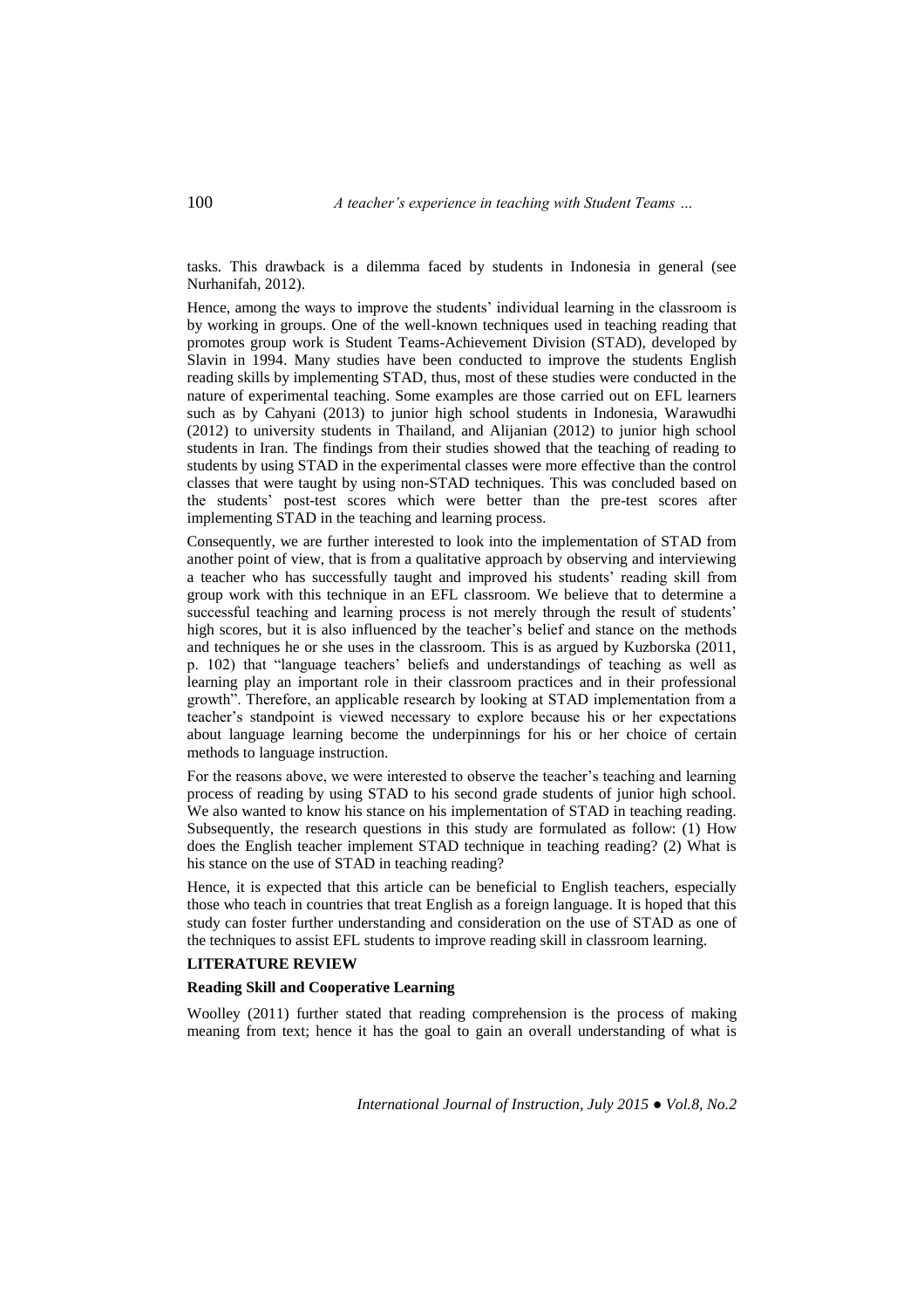tasks. This drawback is a dilemma faced by students in Indonesia in general (see Nurhanifah, 2012).

Hence, among the ways to improve the students' individual learning in the classroom is by working in groups. One of the well-known techniques used in teaching reading that promotes group work is Student Teams-Achievement Division (STAD), developed by Slavin in 1994. Many studies have been conducted to improve the students English reading skills by implementing STAD, thus, most of these studies were conducted in the nature of experimental teaching. Some examples are those carried out on EFL learners such as by Cahyani (2013) to junior high school students in Indonesia, Warawudhi (2012) to university students in Thailand, and Alijanian (2012) to junior high school students in Iran. The findings from their studies showed that the teaching of reading to students by using STAD in the experimental classes were more effective than the control classes that were taught by using non-STAD techniques. This was concluded based on the students' post-test scores which were better than the pre-test scores after implementing STAD in the teaching and learning process.

Consequently, we are further interested to look into the implementation of STAD from another point of view, that is from a qualitative approach by observing and interviewing a teacher who has successfully taught and improved his students' reading skill from group work with this technique in an EFL classroom. We believe that to determine a successful teaching and learning process is not merely through the result of students' high scores, but it is also influenced by the teacher's belief and stance on the methods and techniques he or she uses in the classroom. This is as argued by Kuzborska (2011, p. 102) that "language teachers' beliefs and understandings of teaching as well as learning play an important role in their classroom practices and in their professional growth". Therefore, an applicable research by looking at STAD implementation from a teacher's standpoint is viewed necessary to explore because his or her expectations about language learning become the underpinnings for his or her choice of certain methods to language instruction.

For the reasons above, we were interested to observe the teacher's teaching and learning process of reading by using STAD to his second grade students of junior high school. We also wanted to know his stance on his implementation of STAD in teaching reading. Subsequently, the research questions in this study are formulated as follow: (1) How does the English teacher implement STAD technique in teaching reading? (2) What is his stance on the use of STAD in teaching reading?

Hence, it is expected that this article can be beneficial to English teachers, especially those who teach in countries that treat English as a foreign language. It is hoped that this study can foster further understanding and consideration on the use of STAD as one of the techniques to assist EFL students to improve reading skill in classroom learning.

## LITERATURE REVIEW

### Reading Skill and Cooperative Learning

Woolley (2011) further stated that reading comprehension is the process of making meaning from text; hence it has the goal to gain an overall understanding of what is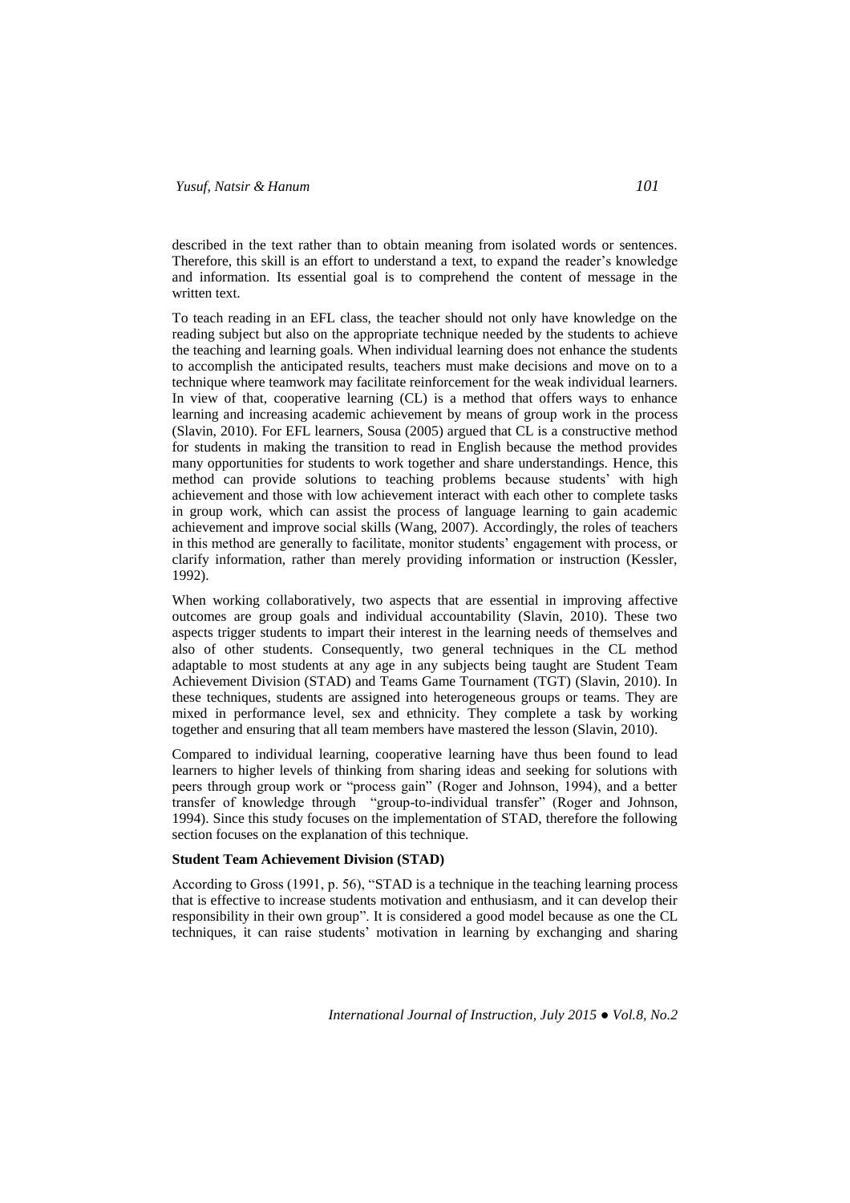described in the text rather than to obtain meaning from isolated words or sentences. Therefore, this skill is an effort to understand a text, to expand the reader's knowledge and information. Its essential goal is to comprehend the content of message in the written text.

To teach reading in an EFL class, the teacher should not only have knowledge on the reading subject but also on the appropriate technique needed by the students to achieve the teaching and learning goals. When individual learning does not enhance the students to accomplish the anticipated results, teachers must make decisions and move on to a technique where teamwork may facilitate reinforcement for the weak individual learners. In view of that, cooperative learning (CL) is a method that offers ways to enhance learning and increasing academic achievement by means of group work in the process (Slavin, 2010). For EFL learners, Sousa (2005) argued that CL is a constructive method for students in making the transition to read in English because the method provides many opportunities for students to work together and share understandings. Hence, this method can provide solutions to teaching problems because students' with high achievement and those with low achievement interact with each other to complete tasks in group work, which can assist the process of language learning to gain academic achievement and improve social skills (Wang, 2007). Accordingly, the roles of teachers in this method are generally to facilitate, monitor students' engagement with process, or clarify information, rather than merely providing information or instruction (Kessler, 1992).

When working collaboratively, two aspects that are essential in improving affective outcomes are group goals and individual accountability (Slavin, 2010). These two aspects trigger students to impart their interest in the learning needs of themselves and also of other students. Consequently, two general techniques in the CL method adaptable to most students at any age in any subjects being taught are Student Team Achievement Division (STAD) and Teams Game Tournament (TGT) (Slavin, 2010). In these techniques, students are assigned into heterogeneous groups or teams. They are mixed in performance level, sex and ethnicity. They complete a task by working together and ensuring that all team members have mastered the lesson (Slavin, 2010).

Compared to individual learning, cooperative learning have thus been found to lead learners to higher levels of thinking from sharing ideas and seeking for solutions with peers through group work or "process gain" (Roger and Johnson, 1994), and a better transfer of knowledge through "group-to-individual transfer" (Roger and Johnson, 1994). Since this study focuses on the implementation of STAD, therefore the following section focuses on the explanation of this technique.

**Student Team Achievement Division (STAD)**

According to Gross (1991, p. 56), "STAD is a technique in the teaching learning process that is effective to increase students motivation and enthusiasm, and it can develop their responsibility in their own group". It is considered a good model because as one the CL techniques, it can raise students' motivation in learning by exchanging and sharing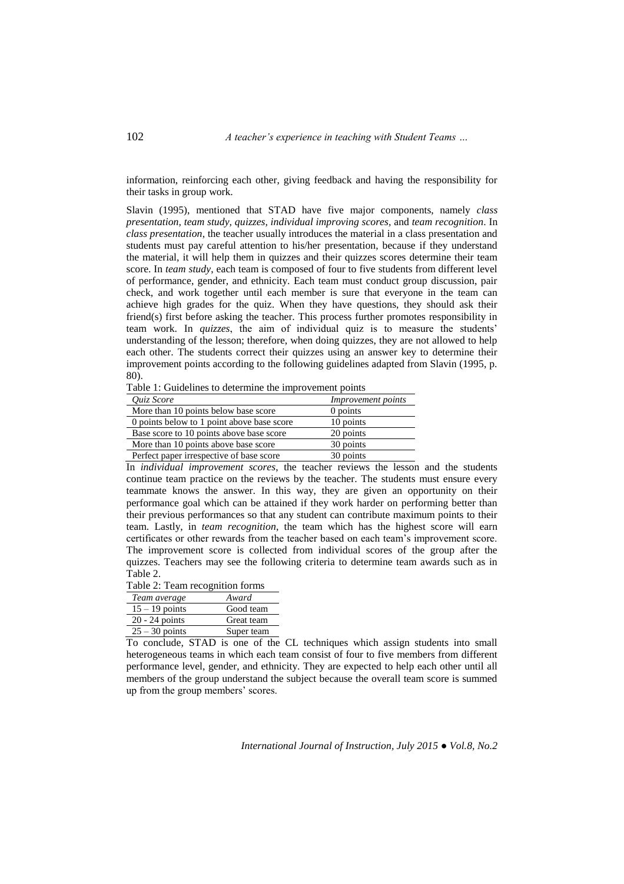information, reinforcing each other, giving feedback and having the responsibility for their tasks in group work.

Slavin (1995), mentioned that STAD have five major components, namely *class presentation, team study, quizzes, individual improving scores,* and *team recognition*. In *class presentation*, the teacher usually introduces the material in a class presentation and students must pay careful attention to his/her presentation, because if they understand the material, it will help them in quizzes and their quizzes scores determine their team score. In *team study*, each team is composed of four to five students from different level of performance, gender, and ethnicity. Each team must conduct group discussion, pair check, and work together until each member is sure that everyone in the team can achieve high grades for the quiz. When they have questions, they should ask their friend(s) first before asking the teacher. This process further promotes responsibility in team work. In *quizzes*, the aim of individual quiz is to measure the students' understanding of the lesson; therefore, when doing quizzes, they are not allowed to help each other. The students correct their quizzes using an answer key to determine their improvement points according to the following guidelines adapted from Slavin (1995, p. 80).

Table 1: Guidelines to determine the improvement points

| *Quiz Score* | *Improvement points* |
|---|---|
| More than 10 points below base score | 0 points |
| 0 points below to 1 point above base score | 10 points |
| Base score to 10 points above base score | 20 points |
| More than 10 points above base score | 30 points |
| Perfect paper irrespective of base score | 30 points |

In *individual improvement scores*, the teacher reviews the lesson and the students continue team practice on the reviews by the teacher. The students must ensure every teammate knows the answer. In this way, they are given an opportunity on their performance goal which can be attained if they work harder on performing better than their previous performances so that any student can contribute maximum points to their team. Lastly, in *team recognition*, the team which has the highest score will earn certificates or other rewards from the teacher based on each team's improvement score. The improvement score is collected from individual scores of the group after the quizzes. Teachers may see the following criteria to determine team awards such as in Table 2.

Table 2: Team recognition forms

| *Team average* | *Award* |
|---|---|
| 15 – 19 points | Good team |
| 20 - 24 points | Great team |
| 25 – 30 points | Super team |

To conclude, STAD is one of the CL techniques which assign students into small heterogeneous teams in which each team consist of four to five members from different performance level, gender, and ethnicity. They are expected to help each other until all members of the group understand the subject because the overall team score is summed up from the group members' scores.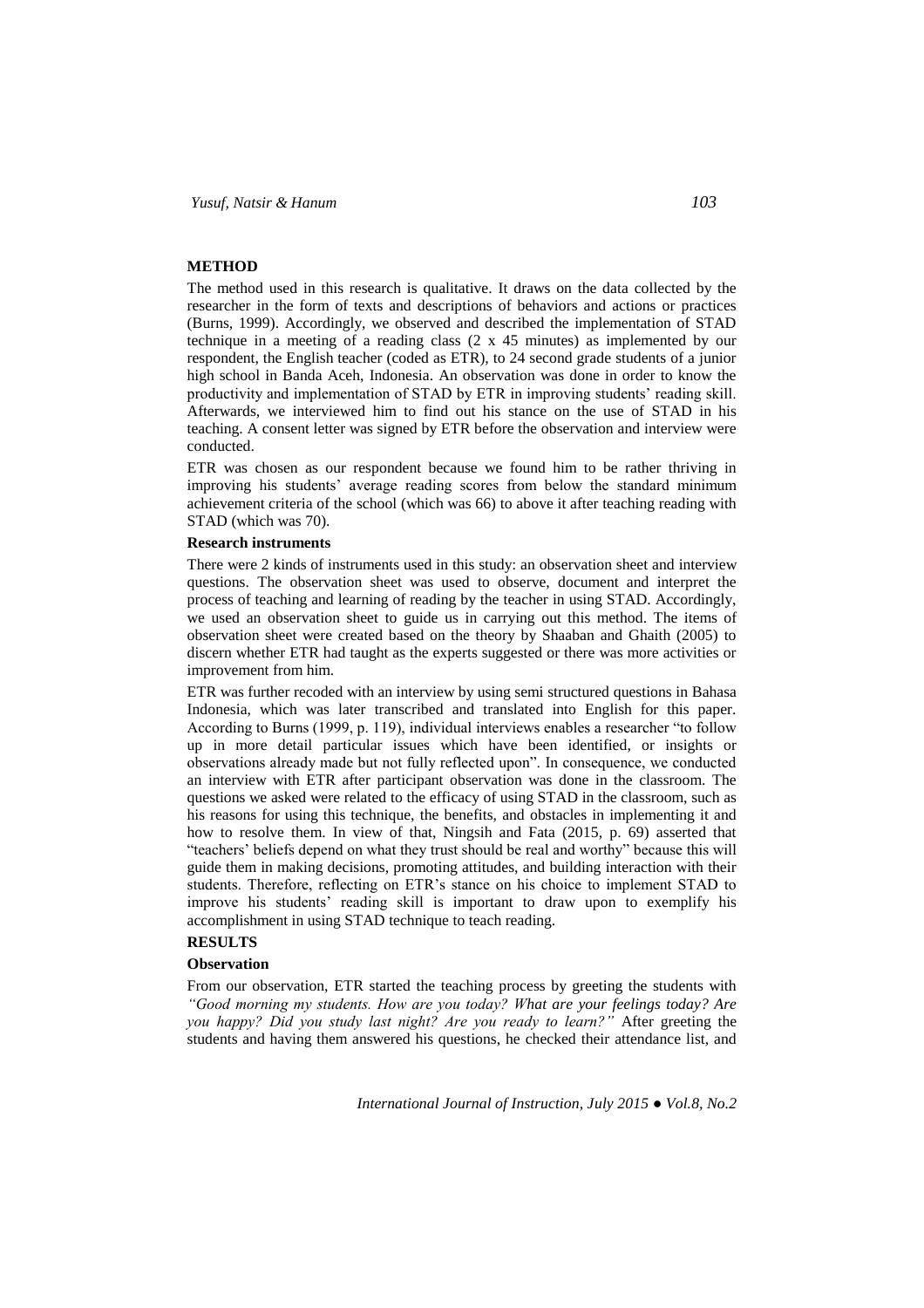## METHOD

The method used in this research is qualitative. It draws on the data collected by the researcher in the form of texts and descriptions of behaviors and actions or practices (Burns, 1999). Accordingly, we observed and described the implementation of STAD technique in a meeting of a reading class (2 x 45 minutes) as implemented by our respondent, the English teacher (coded as ETR), to 24 second grade students of a junior high school in Banda Aceh, Indonesia. An observation was done in order to know the productivity and implementation of STAD by ETR in improving students' reading skill. Afterwards, we interviewed him to find out his stance on the use of STAD in his teaching. A consent letter was signed by ETR before the observation and interview were conducted.

ETR was chosen as our respondent because we found him to be rather thriving in improving his students' average reading scores from below the standard minimum achievement criteria of the school (which was 66) to above it after teaching reading with STAD (which was 70).

### Research instruments

There were 2 kinds of instruments used in this study: an observation sheet and interview questions. The observation sheet was used to observe, document and interpret the process of teaching and learning of reading by the teacher in using STAD. Accordingly, we used an observation sheet to guide us in carrying out this method. The items of observation sheet were created based on the theory by Shaaban and Ghaith (2005) to discern whether ETR had taught as the experts suggested or there was more activities or improvement from him.

ETR was further recoded with an interview by using semi structured questions in Bahasa Indonesia, which was later transcribed and translated into English for this paper. According to Burns (1999, p. 119), individual interviews enables a researcher "to follow up in more detail particular issues which have been identified, or insights or observations already made but not fully reflected upon". In consequence, we conducted an interview with ETR after participant observation was done in the classroom. The questions we asked were related to the efficacy of using STAD in the classroom, such as his reasons for using this technique, the benefits, and obstacles in implementing it and how to resolve them. In view of that, Ningsih and Fata (2015, p. 69) asserted that "teachers' beliefs depend on what they trust should be real and worthy" because this will guide them in making decisions, promoting attitudes, and building interaction with their students. Therefore, reflecting on ETR's stance on his choice to implement STAD to improve his students' reading skill is important to draw upon to exemplify his accomplishment in using STAD technique to teach reading.

## RESULTS

### Observation

From our observation, ETR started the teaching process by greeting the students with *"Good morning my students. How are you today? What are your feelings today? Are you happy? Did you study last night? Are you ready to learn?"* After greeting the students and having them answered his questions, he checked their attendance list, and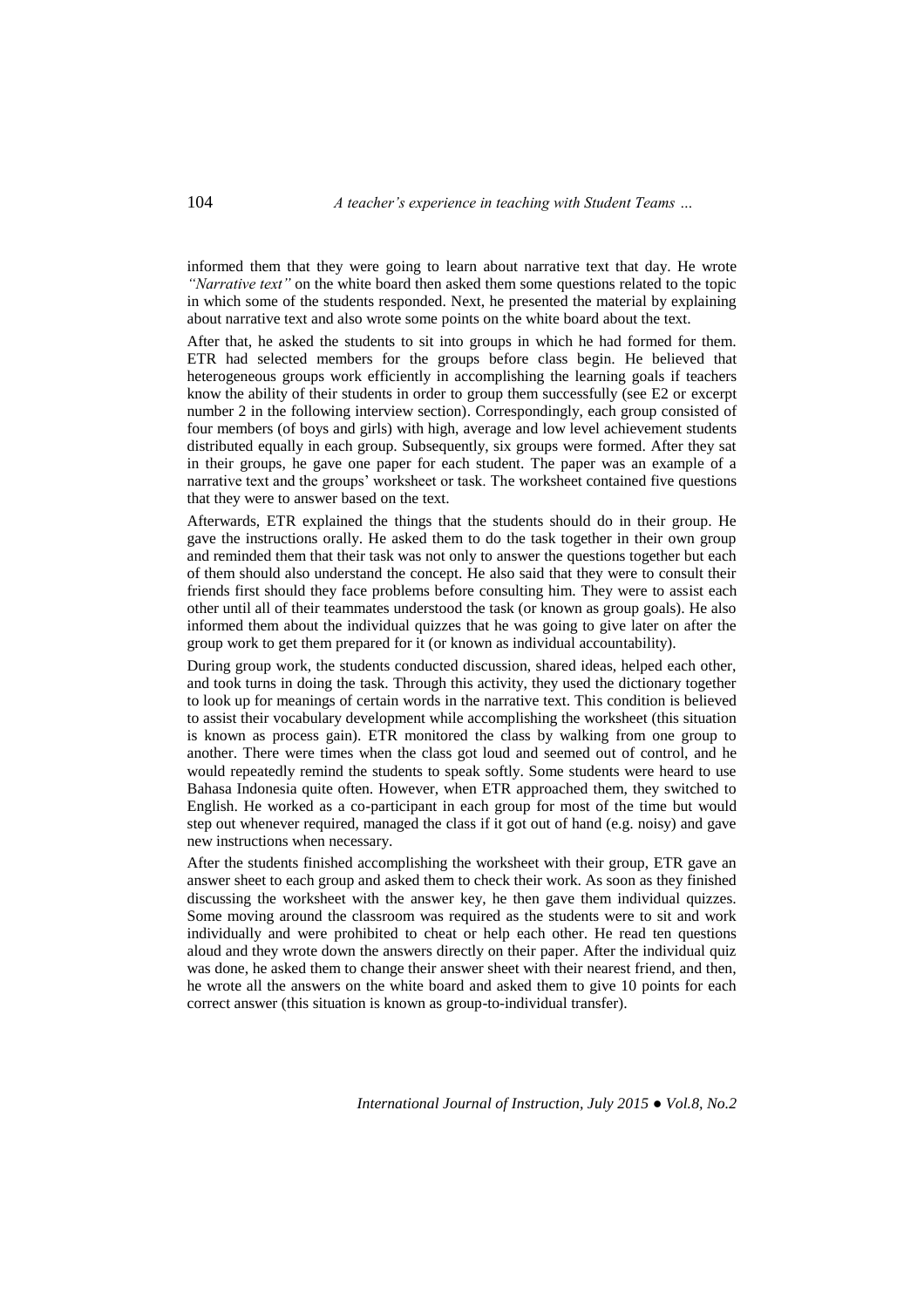informed them that they were going to learn about narrative text that day. He wrote *"Narrative text"* on the white board then asked them some questions related to the topic in which some of the students responded. Next, he presented the material by explaining about narrative text and also wrote some points on the white board about the text.

After that, he asked the students to sit into groups in which he had formed for them. ETR had selected members for the groups before class begin. He believed that heterogeneous groups work efficiently in accomplishing the learning goals if teachers know the ability of their students in order to group them successfully (see E2 or excerpt number 2 in the following interview section). Correspondingly, each group consisted of four members (of boys and girls) with high, average and low level achievement students distributed equally in each group. Subsequently, six groups were formed. After they sat in their groups, he gave one paper for each student. The paper was an example of a narrative text and the groups' worksheet or task. The worksheet contained five questions that they were to answer based on the text.

Afterwards, ETR explained the things that the students should do in their group. He gave the instructions orally. He asked them to do the task together in their own group and reminded them that their task was not only to answer the questions together but each of them should also understand the concept. He also said that they were to consult their friends first should they face problems before consulting him. They were to assist each other until all of their teammates understood the task (or known as group goals). He also informed them about the individual quizzes that he was going to give later on after the group work to get them prepared for it (or known as individual accountability).

During group work, the students conducted discussion, shared ideas, helped each other, and took turns in doing the task. Through this activity, they used the dictionary together to look up for meanings of certain words in the narrative text. This condition is believed to assist their vocabulary development while accomplishing the worksheet (this situation is known as process gain). ETR monitored the class by walking from one group to another. There were times when the class got loud and seemed out of control, and he would repeatedly remind the students to speak softly. Some students were heard to use Bahasa Indonesia quite often. However, when ETR approached them, they switched to English. He worked as a co-participant in each group for most of the time but would step out whenever required, managed the class if it got out of hand (e.g. noisy) and gave new instructions when necessary.

After the students finished accomplishing the worksheet with their group, ETR gave an answer sheet to each group and asked them to check their work. As soon as they finished discussing the worksheet with the answer key, he then gave them individual quizzes. Some moving around the classroom was required as the students were to sit and work individually and were prohibited to cheat or help each other. He read ten questions aloud and they wrote down the answers directly on their paper. After the individual quiz was done, he asked them to change their answer sheet with their nearest friend, and then, he wrote all the answers on the white board and asked them to give 10 points for each correct answer (this situation is known as group-to-individual transfer).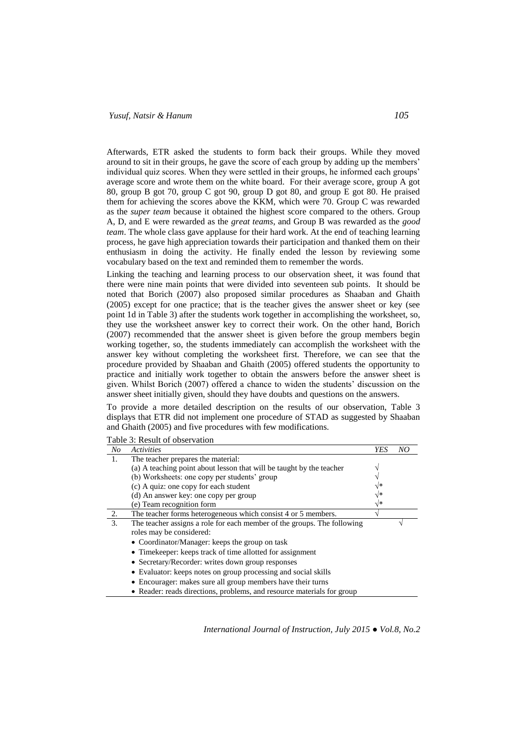Afterwards, ETR asked the students to form back their groups. While they moved around to sit in their groups, he gave the score of each group by adding up the members' individual quiz scores. When they were settled in their groups, he informed each groups' average score and wrote them on the white board. For their average score, group A got 80, group B got 70, group C got 90, group D got 80, and group E got 80. He praised them for achieving the scores above the KKM, which were 70. Group C was rewarded as the *super team* because it obtained the highest score compared to the others. Group A, D, and E were rewarded as the *great teams*, and Group B was rewarded as the *good team*. The whole class gave applause for their hard work. At the end of teaching learning process, he gave high appreciation towards their participation and thanked them on their enthusiasm in doing the activity. He finally ended the lesson by reviewing some vocabulary based on the text and reminded them to remember the words.

Linking the teaching and learning process to our observation sheet, it was found that there were nine main points that were divided into seventeen sub points. It should be noted that Borich (2007) also proposed similar procedures as Shaaban and Ghaith (2005) except for one practice; that is the teacher gives the answer sheet or key (see point 1d in Table 3) after the students work together in accomplishing the worksheet, so, they use the worksheet answer key to correct their work. On the other hand, Borich (2007) recommended that the answer sheet is given before the group members begin working together, so, the students immediately can accomplish the worksheet with the answer key without completing the worksheet first. Therefore, we can see that the procedure provided by Shaaban and Ghaith (2005) offered students the opportunity to practice and initially work together to obtain the answers before the answer sheet is given. Whilst Borich (2007) offered a chance to widen the students' discussion on the answer sheet initially given, should they have doubts and questions on the answers.

To provide a more detailed description on the results of our observation, Table 3 displays that ETR did not implement one procedure of STAD as suggested by Shaaban and Ghaith (2005) and five procedures with few modifications.

Table 3: Result of observation

| *No* | *Activities* | *YES* | *NO* |
|---|---|---|---|
| 1. | The teacher prepares the material: | | |
| | (a) A teaching point about lesson that will be taught by the teacher | √ | |
| | (b) Worksheets: one copy per students' group | √ | |
| | (c) A quiz: one copy for each student | √* | |
| | (d) An answer key: one copy per group | √* | |
| | (e) Team recognition form | √* | |
| 2. | The teacher forms heterogeneous which consist 4 or 5 members. | √ | |
| 3. | The teacher assigns a role for each member of the groups. The following roles may be considered:<br>• Coordinator/Manager: keeps the group on task<br>• Timekeeper: keeps track of time allotted for assignment<br>• Secretary/Recorder: writes down group responses<br>• Evaluator: keeps notes on group processing and social skills<br>• Encourager: makes sure all group members have their turns<br>• Reader: reads directions, problems, and resource materials for group | | √ |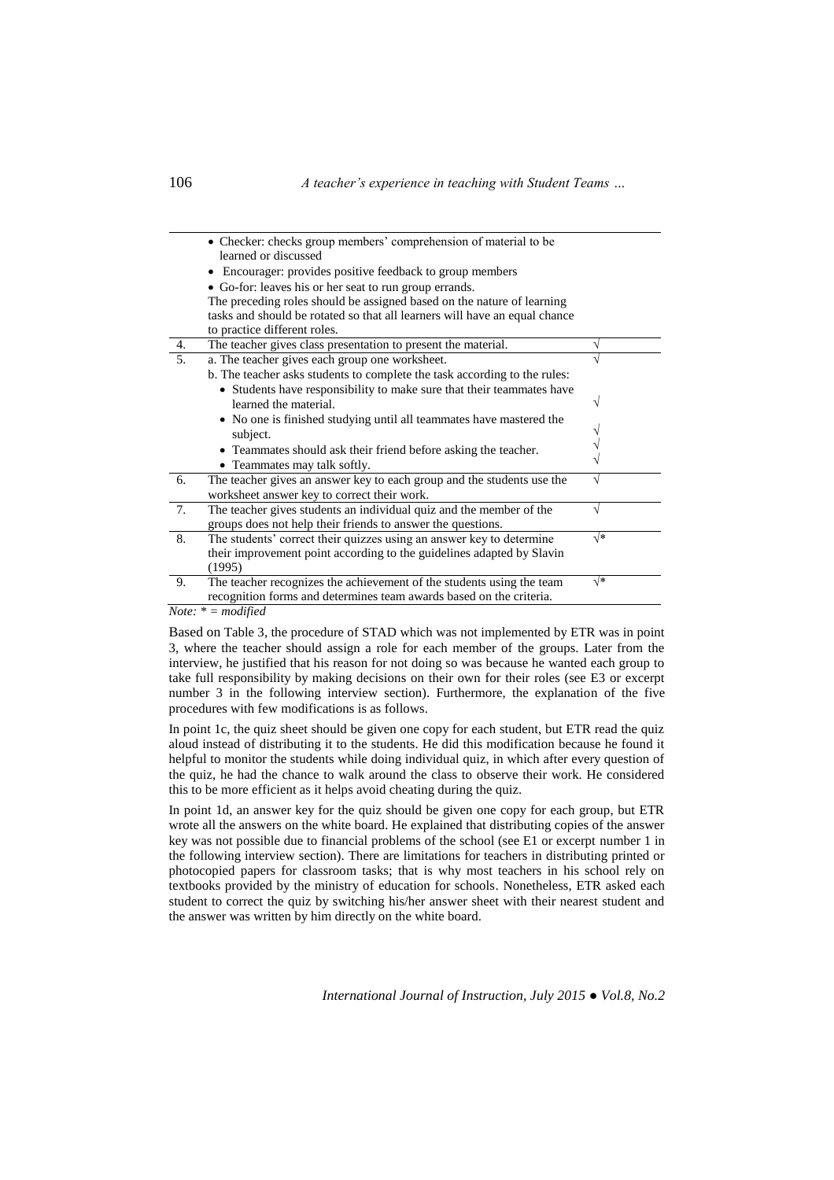| | | |
|---|---|---|
| | • Checker: checks group members' comprehension of material to be learned or discussed<br>• Encourager: provides positive feedback to group members<br>• Go-for: leaves his or her seat to run group errands.<br>The preceding roles should be assigned based on the nature of learning tasks and should be rotated so that all learners will have an equal chance to practice different roles. | |
| 4. | The teacher gives class presentation to present the material. | √ |
| 5. | a. The teacher gives each group one worksheet.<br>b. The teacher asks students to complete the task according to the rules:<br>• Students have responsibility to make sure that their teammates have learned the material.<br>• No one is finished studying until all teammates have mastered the subject.<br>• Teammates should ask their friend before asking the teacher.<br>• Teammates may talk softly. | √<br><br><br>√<br><br>√<br>√<br>√ |
| 6. | The teacher gives an answer key to each group and the students use the worksheet answer key to correct their work. | √ |
| 7. | The teacher gives students an individual quiz and the member of the groups does not help their friends to answer the questions. | √ |
| 8. | The students' correct their quizzes using an answer key to determine their improvement point according to the guidelines adapted by Slavin (1995) | √* |
| 9. | The teacher recognizes the achievement of the students using the team recognition forms and determines team awards based on the criteria. | √* |

*Note: * = modified*

Based on Table 3, the procedure of STAD which was not implemented by ETR was in point 3, where the teacher should assign a role for each member of the groups. Later from the interview, he justified that his reason for not doing so was because he wanted each group to take full responsibility by making decisions on their own for their roles (see E3 or excerpt number 3 in the following interview section). Furthermore, the explanation of the five procedures with few modifications is as follows.

In point 1c, the quiz sheet should be given one copy for each student, but ETR read the quiz aloud instead of distributing it to the students. He did this modification because he found it helpful to monitor the students while doing individual quiz, in which after every question of the quiz, he had the chance to walk around the class to observe their work. He considered this to be more efficient as it helps avoid cheating during the quiz.

In point 1d, an answer key for the quiz should be given one copy for each group, but ETR wrote all the answers on the white board. He explained that distributing copies of the answer key was not possible due to financial problems of the school (see E1 or excerpt number 1 in the following interview section). There are limitations for teachers in distributing printed or photocopied papers for classroom tasks; that is why most teachers in his school rely on textbooks provided by the ministry of education for schools. Nonetheless, ETR asked each student to correct the quiz by switching his/her answer sheet with their nearest student and the answer was written by him directly on the white board.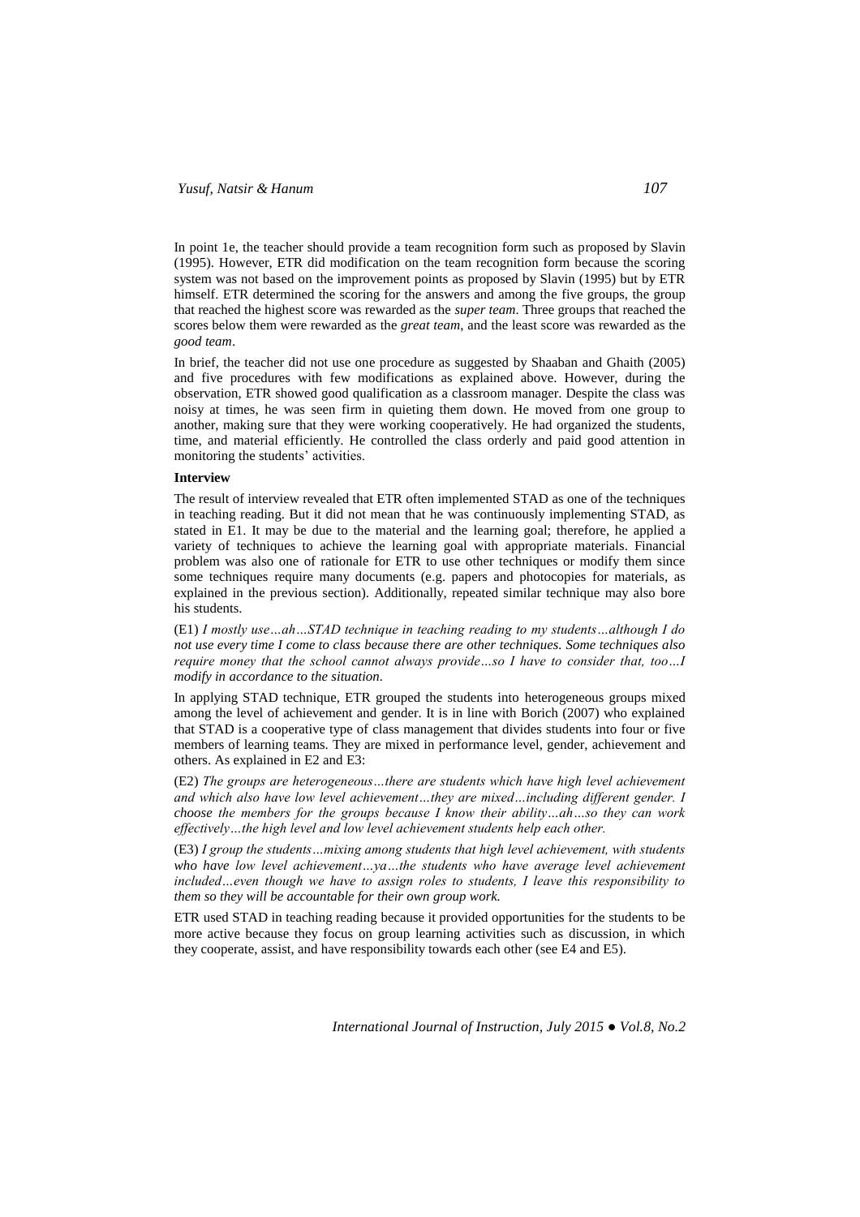In point 1e, the teacher should provide a team recognition form such as proposed by Slavin (1995). However, ETR did modification on the team recognition form because the scoring system was not based on the improvement points as proposed by Slavin (1995) but by ETR himself. ETR determined the scoring for the answers and among the five groups, the group that reached the highest score was rewarded as the *super team*. Three groups that reached the scores below them were rewarded as the *great team*, and the least score was rewarded as the *good team*.

In brief, the teacher did not use one procedure as suggested by Shaaban and Ghaith (2005) and five procedures with few modifications as explained above. However, during the observation, ETR showed good qualification as a classroom manager. Despite the class was noisy at times, he was firm in quieting them down. He moved from one group to another, making sure that they were working cooperatively. He had organized the students, time, and material efficiently. He controlled the class orderly and paid good attention in monitoring the students' activities.

**Interview**

The result of interview revealed that ETR often implemented STAD as one of the techniques in teaching reading. But it did not mean that he was continuously implementing STAD, as stated in E1. It may be due to the material and the learning goal; therefore, he applied a variety of techniques to achieve the learning goal with appropriate materials. Financial problem was also one of rationale for ETR to use other techniques or modify them since some techniques require many documents (e.g. papers and photocopies for materials, as explained in the previous section). Additionally, repeated similar technique may also bore his students.

(E1) *I mostly use…ah…STAD technique in teaching reading to my students…although I do not use every time I come to class because there are other techniques. Some techniques also require money that the school cannot always provide…so I have to consider that, too…I modify in accordance to the situation.*

In applying STAD technique, ETR grouped the students into heterogeneous groups mixed among the level of achievement and gender. It is in line with Borich (2007) who explained that STAD is a cooperative type of class management that divides students into four or five members of learning teams. They are mixed in performance level, gender, achievement and others. As explained in E2 and E3:

(E2) *The groups are heterogeneous…there are students which have high level achievement and which also have low level achievement…they are mixed…including different gender. I choose the members for the groups because I know their ability…ah…so they can work effectively…the high level and low level achievement students help each other.*

(E3) *I group the students…mixing among students that high level achievement, with students who have low level achievement…ya…the students who have average level achievement included…even though we have to assign roles to students, I leave this responsibility to them so they will be accountable for their own group work.*

ETR used STAD in teaching reading because it provided opportunities for the students to be more active because they focus on group learning activities such as discussion, in which they cooperate, assist, and have responsibility towards each other (see E4 and E5).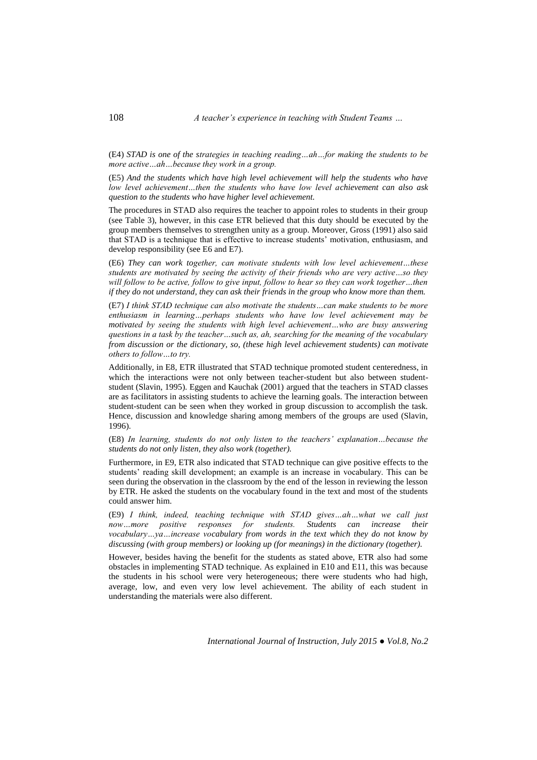(E4) *STAD is one of the strategies in teaching reading…ah…for making the students to be more active…ah…because they work in a group.*

(E5) *And the students which have high level achievement will help the students who have low level achievement…then the students who have low level achievement can also ask question to the students who have higher level achievement.*

The procedures in STAD also requires the teacher to appoint roles to students in their group (see Table 3), however, in this case ETR believed that this duty should be executed by the group members themselves to strengthen unity as a group. Moreover, Gross (1991) also said that STAD is a technique that is effective to increase students' motivation, enthusiasm, and develop responsibility (see E6 and E7).

(E6) *They can work together, can motivate students with low level achievement…these students are motivated by seeing the activity of their friends who are very active…so they will follow to be active, follow to give input, follow to hear so they can work together…then if they do not understand, they can ask their friends in the group who know more than them.*

(E7) *I think STAD technique can also motivate the students…can make students to be more enthusiasm in learning…perhaps students who have low level achievement may be motivated by seeing the students with high level achievement…who are busy answering questions in a task by the teacher…such as, ah, searching for the meaning of the vocabulary from discussion or the dictionary, so, (these high level achievement students) can motivate others to follow…to try.*

Additionally, in E8, ETR illustrated that STAD technique promoted student centeredness, in which the interactions were not only between teacher-student but also between student-student (Slavin, 1995). Eggen and Kauchak (2001) argued that the teachers in STAD classes are as facilitators in assisting students to achieve the learning goals. The interaction between student-student can be seen when they worked in group discussion to accomplish the task. Hence, discussion and knowledge sharing among members of the groups are used (Slavin, 1996).

(E8) *In learning, students do not only listen to the teachers' explanation…because the students do not only listen, they also work (together).*

Furthermore, in E9, ETR also indicated that STAD technique can give positive effects to the students' reading skill development; an example is an increase in vocabulary. This can be seen during the observation in the classroom by the end of the lesson in reviewing the lesson by ETR. He asked the students on the vocabulary found in the text and most of the students could answer him.

(E9) *I think, indeed, teaching technique with STAD gives…ah…what we call just now…more positive responses for students. Students can increase their vocabulary…ya…increase vocabulary from words in the text which they do not know by discussing (with group members) or looking up (for meanings) in the dictionary (together).*

However, besides having the benefit for the students as stated above, ETR also had some obstacles in implementing STAD technique. As explained in E10 and E11, this was because the students in his school were very heterogeneous; there were students who had high, average, low, and even very low level achievement. The ability of each student in understanding the materials were also different.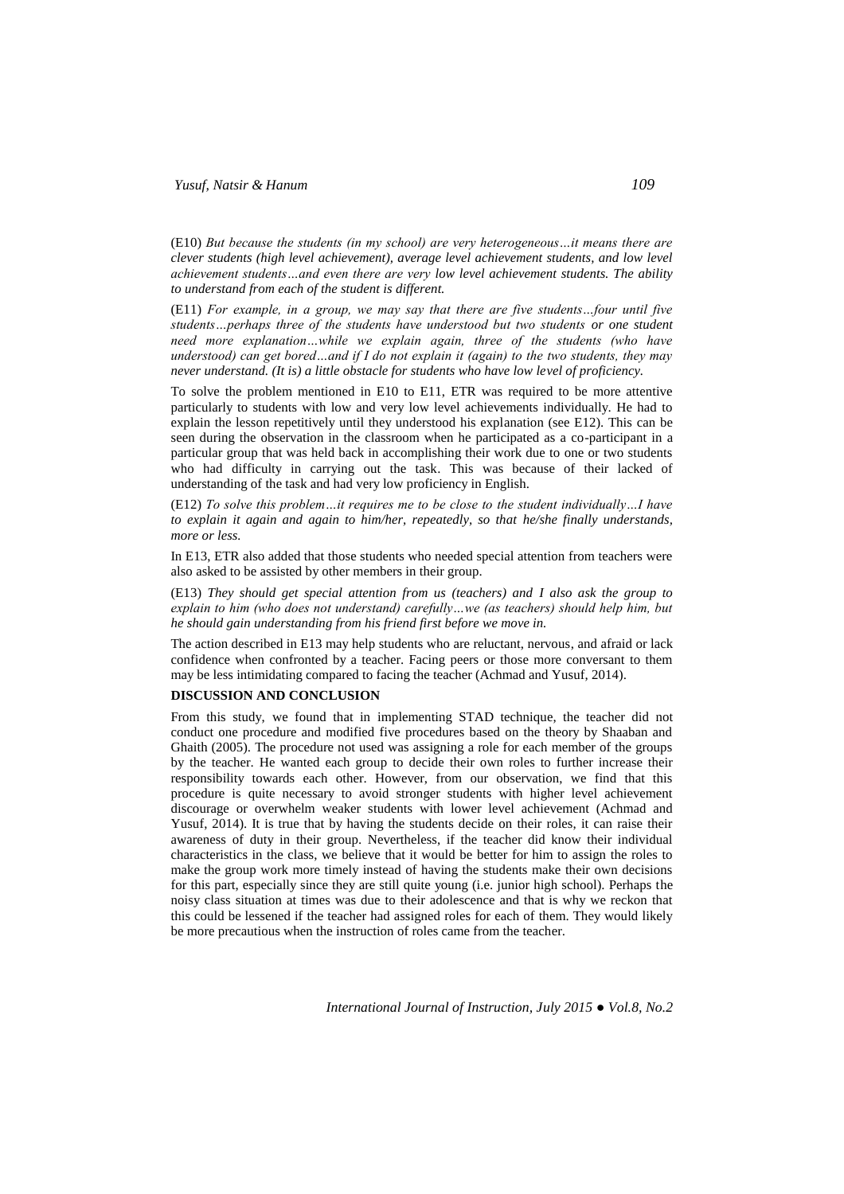(E10) *But because the students (in my school) are very heterogeneous…it means there are clever students (high level achievement), average level achievement students, and low level achievement students…and even there are very low level achievement students. The ability to understand from each of the student is different.*

(E11) *For example, in a group, we may say that there are five students…four until five students…perhaps three of the students have understood but two students or one student need more explanation…while we explain again, three of the students (who have understood) can get bored…and if I do not explain it (again) to the two students, they may never understand. (It is) a little obstacle for students who have low level of proficiency.*

To solve the problem mentioned in E10 to E11, ETR was required to be more attentive particularly to students with low and very low level achievements individually. He had to explain the lesson repetitively until they understood his explanation (see E12). This can be seen during the observation in the classroom when he participated as a co-participant in a particular group that was held back in accomplishing their work due to one or two students who had difficulty in carrying out the task. This was because of their lacked of understanding of the task and had very low proficiency in English.

(E12) *To solve this problem…it requires me to be close to the student individually…I have to explain it again and again to him/her, repeatedly, so that he/she finally understands, more or less.*

In E13, ETR also added that those students who needed special attention from teachers were also asked to be assisted by other members in their group.

(E13) *They should get special attention from us (teachers) and I also ask the group to explain to him (who does not understand) carefully…we (as teachers) should help him, but he should gain understanding from his friend first before we move in.*

The action described in E13 may help students who are reluctant, nervous, and afraid or lack confidence when confronted by a teacher. Facing peers or those more conversant to them may be less intimidating compared to facing the teacher (Achmad and Yusuf, 2014).

## DISCUSSION AND CONCLUSION

From this study, we found that in implementing STAD technique, the teacher did not conduct one procedure and modified five procedures based on the theory by Shaaban and Ghaith (2005). The procedure not used was assigning a role for each member of the groups by the teacher. He wanted each group to decide their own roles to further increase their responsibility towards each other. However, from our observation, we find that this procedure is quite necessary to avoid stronger students with higher level achievement discourage or overwhelm weaker students with lower level achievement (Achmad and Yusuf, 2014). It is true that by having the students decide on their roles, it can raise their awareness of duty in their group. Nevertheless, if the teacher did know their individual characteristics in the class, we believe that it would be better for him to assign the roles to make the group work more timely instead of having the students make their own decisions for this part, especially since they are still quite young (i.e. junior high school). Perhaps the noisy class situation at times was due to their adolescence and that is why we reckon that this could be lessened if the teacher had assigned roles for each of them. They would likely be more precautious when the instruction of roles came from the teacher.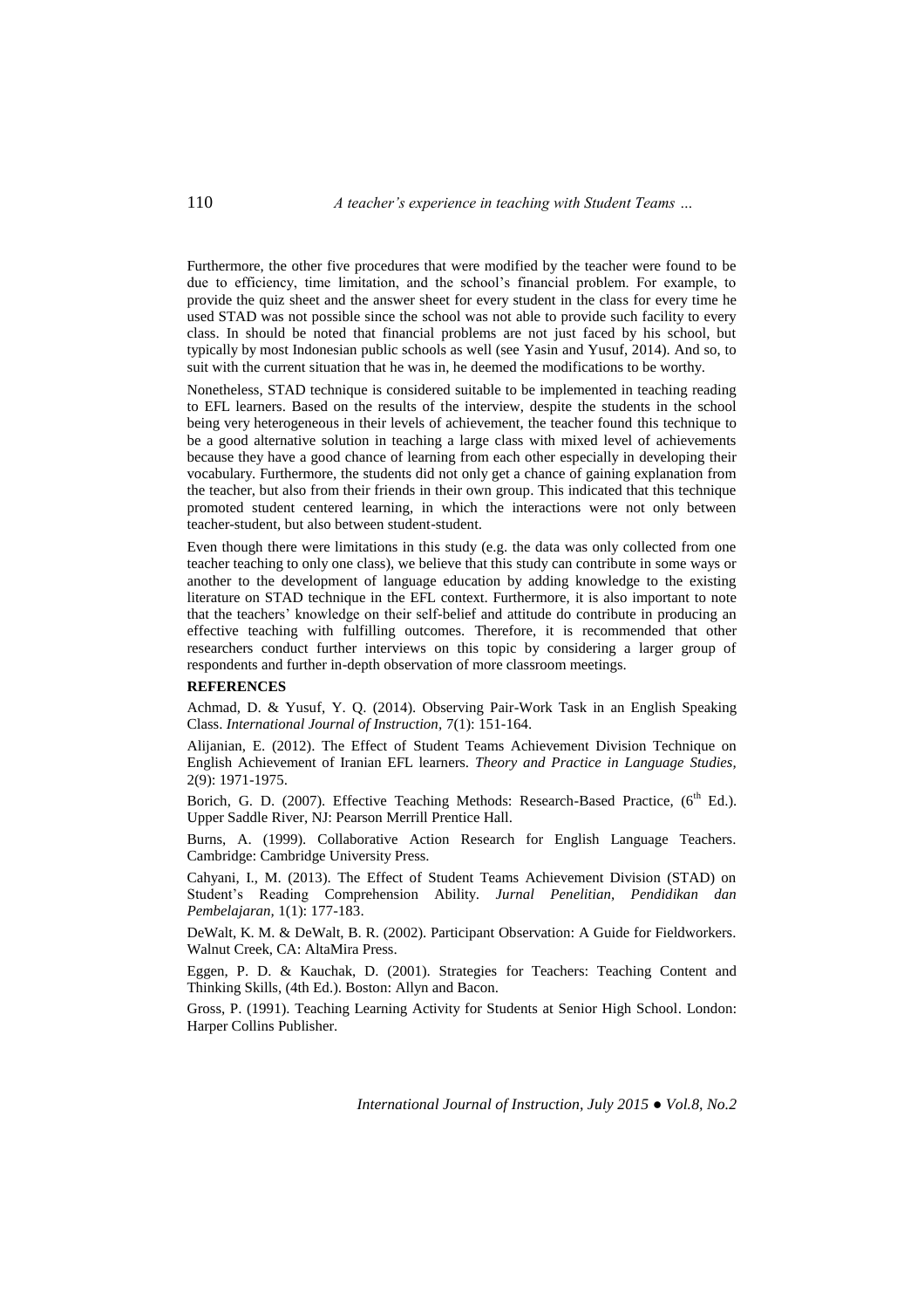Furthermore, the other five procedures that were modified by the teacher were found to be due to efficiency, time limitation, and the school's financial problem. For example, to provide the quiz sheet and the answer sheet for every student in the class for every time he used STAD was not possible since the school was not able to provide such facility to every class. In should be noted that financial problems are not just faced by his school, but typically by most Indonesian public schools as well (see Yasin and Yusuf, 2014). And so, to suit with the current situation that he was in, he deemed the modifications to be worthy.

Nonetheless, STAD technique is considered suitable to be implemented in teaching reading to EFL learners. Based on the results of the interview, despite the students in the school being very heterogeneous in their levels of achievement, the teacher found this technique to be a good alternative solution in teaching a large class with mixed level of achievements because they have a good chance of learning from each other especially in developing their vocabulary. Furthermore, the students did not only get a chance of gaining explanation from the teacher, but also from their friends in their own group. This indicated that this technique promoted student centered learning, in which the interactions were not only between teacher-student, but also between student-student.

Even though there were limitations in this study (e.g. the data was only collected from one teacher teaching to only one class), we believe that this study can contribute in some ways or another to the development of language education by adding knowledge to the existing literature on STAD technique in the EFL context. Furthermore, it is also important to note that the teachers' knowledge on their self-belief and attitude do contribute in producing an effective teaching with fulfilling outcomes. Therefore, it is recommended that other researchers conduct further interviews on this topic by considering a larger group of respondents and further in-depth observation of more classroom meetings.

## REFERENCES

Achmad, D. & Yusuf, Y. Q. (2014). Observing Pair-Work Task in an English Speaking Class. *International Journal of Instruction*, 7(1): 151-164.

Alijanian, E. (2012). The Effect of Student Teams Achievement Division Technique on English Achievement of Iranian EFL learners. *Theory and Practice in Language Studies*, 2(9): 1971-1975.

Borich, G. D. (2007). Effective Teaching Methods: Research-Based Practice, (6th Ed.). Upper Saddle River, NJ: Pearson Merrill Prentice Hall.

Burns, A. (1999). Collaborative Action Research for English Language Teachers. Cambridge: Cambridge University Press.

Cahyani, I., M. (2013). The Effect of Student Teams Achievement Division (STAD) on Student's Reading Comprehension Ability. *Jurnal Penelitian, Pendidikan dan Pembelajaran*, 1(1): 177-183.

DeWalt, K. M. & DeWalt, B. R. (2002). Participant Observation: A Guide for Fieldworkers. Walnut Creek, CA: AltaMira Press.

Eggen, P. D. & Kauchak, D. (2001). Strategies for Teachers: Teaching Content and Thinking Skills, (4th Ed.). Boston: Allyn and Bacon.

Gross, P. (1991). Teaching Learning Activity for Students at Senior High School. London: Harper Collins Publisher.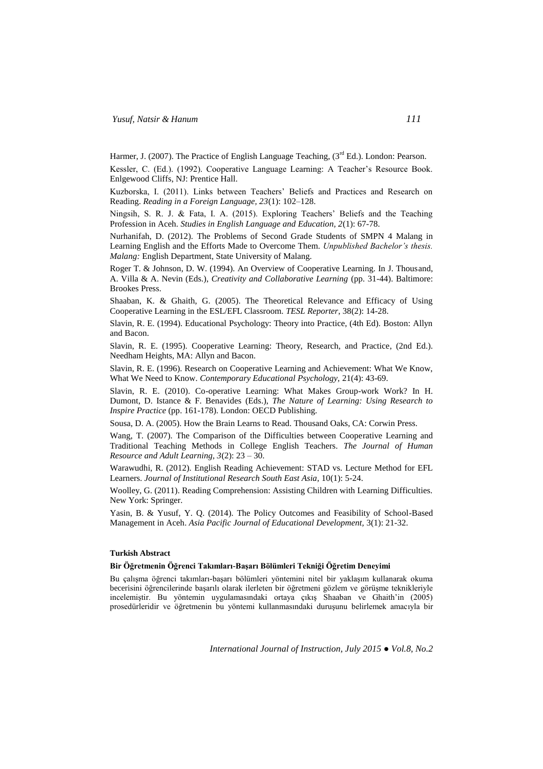Harmer, J. (2007). The Practice of English Language Teaching, (3rd Ed.). London: Pearson.

Kessler, C. (Ed.). (1992). Cooperative Language Learning: A Teacher's Resource Book. Enlgewood Cliffs, NJ: Prentice Hall.

Kuzborska, I. (2011). Links between Teachers' Beliefs and Practices and Research on Reading. *Reading in a Foreign Language, 23*(1): 102–128.

Ningsih, S. R. J. & Fata, I. A. (2015). Exploring Teachers' Beliefs and the Teaching Profession in Aceh. *Studies in English Language and Education, 2*(1): 67-78.

Nurhanifah, D. (2012). The Problems of Second Grade Students of SMPN 4 Malang in Learning English and the Efforts Made to Overcome Them. *Unpublished Bachelor's thesis. Malang:* English Department, State University of Malang.

Roger T. & Johnson, D. W. (1994). An Overview of Cooperative Learning. In J. Thousand, A. Villa & A. Nevin (Eds.), *Creativity and Collaborative Learning* (pp. 31-44). Baltimore: Brookes Press.

Shaaban, K. & Ghaith, G. (2005). The Theoretical Relevance and Efficacy of Using Cooperative Learning in the ESL/EFL Classroom. *TESL Reporter*, 38(2): 14-28.

Slavin, R. E. (1994). Educational Psychology: Theory into Practice, (4th Ed). Boston: Allyn and Bacon.

Slavin, R. E. (1995). Cooperative Learning: Theory, Research, and Practice, (2nd Ed.). Needham Heights, MA: Allyn and Bacon.

Slavin, R. E. (1996). Research on Cooperative Learning and Achievement: What We Know, What We Need to Know. *Contemporary Educational Psychology*, 21(4): 43-69.

Slavin, R. E. (2010). Co-operative Learning: What Makes Group-work Work? In H. Dumont, D. Istance & F. Benavides (Eds.), *The Nature of Learning: Using Research to Inspire Practice* (pp. 161-178). London: OECD Publishing.

Sousa, D. A. (2005). How the Brain Learns to Read. Thousand Oaks, CA: Corwin Press.

Wang, T. (2007). The Comparison of the Difficulties between Cooperative Learning and Traditional Teaching Methods in College English Teachers. *The Journal of Human Resource and Adult Learning, 3*(2): 23 – 30.

Warawudhi, R. (2012). English Reading Achievement: STAD vs. Lecture Method for EFL Learners. *Journal of Institutional Research South East Asia*, 10(1): 5-24.

Woolley, G. (2011). Reading Comprehension: Assisting Children with Learning Difficulties. New York: Springer.

Yasin, B. & Yusuf, Y. Q. (2014). The Policy Outcomes and Feasibility of School-Based Management in Aceh. *Asia Pacific Journal of Educational Development,* 3(1): 21-32.

**Turkish Abstract**

**Bir Öğretmenin Öğrenci Takımları-Başarı Bölümleri Tekniği Öğretim Deneyimi**

Bu çalışma öğrenci takımları-başarı bölümleri yöntemini nitel bir yaklaşım kullanarak okuma becerisini öğrencilerinde başarılı olarak ilerleten bir öğretmeni gözlem ve görüşme teknikleriyle incelemiştir. Bu yöntemin uygulamasındaki ortaya çıkış Shaaban ve Ghaith'in (2005) prosedürleridir ve öğretmenin bu yöntemi kullanmasındaki duruşunu belirlemek amacıyla bir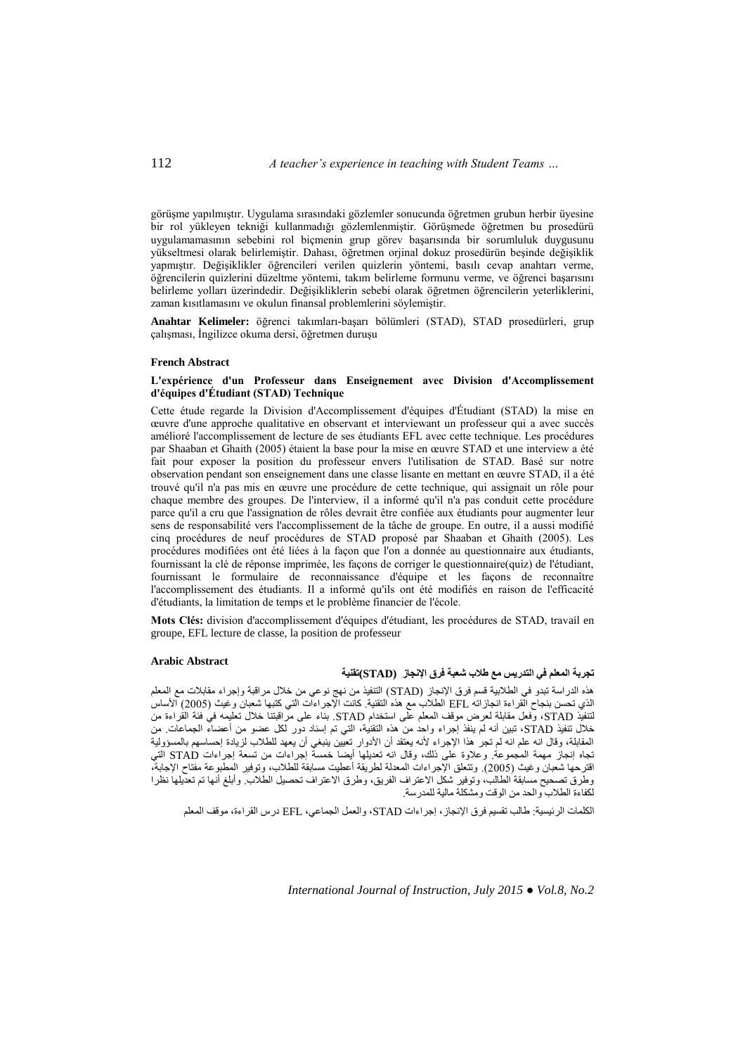görüşme yapılmıştır. Uygulama sırasındaki gözlemler sonucunda öğretmen grubun herbir üyesine bir rol yükleyen tekniği kullanmadığı gözlemlenmiştir. Görüşmede öğretmen bu prosedürü uygulamamasının sebebini rol biçmenin grup görev başarısında bir sorumluluk duygusunu yükseltmesi olarak belirlemiştir. Dahası, öğretmen orjinal dokuz prosedürün beşinde değişiklik yapmıştır. Değişiklikler öğrencileri verilen quizlerin yöntemi, basılı cevap anahtarı verme, öğrencilerin quizlerini düzeltme yöntemi, takım belirleme formunu verme, ve öğrenci başarısını belirleme yolları üzerindedir. Değişikliklerin sebebi olarak öğretmen öğrencilerin yeterliklerini, zaman kısıtlamasını ve okulun finansal problemlerini söylemiştir.

**Anahtar Kelimeler:** öğrenci takımları-başarı bölümleri (STAD), STAD prosedürleri, grup çalışması, İngilizce okuma dersi, öğretmen duruşu

**French Abstract**

**L'expérience d'un Professeur dans Enseignement avec Division d'Accomplissement d'équipes d'Étudiant (STAD) Technique**

Cette étude regarde la Division d'Accomplissement d'équipes d'Étudiant (STAD) la mise en œuvre d'une approche qualitative en observant et interviewant un professeur qui a avec succès amélioré l'accomplissement de lecture de ses étudiants EFL avec cette technique. Les procédures par Shaaban et Ghaith (2005) étaient la base pour la mise en œuvre STAD et une interview a été fait pour exposer la position du professeur envers l'utilisation de STAD. Basé sur notre observation pendant son enseignement dans une classe lisante en mettant en œuvre STAD, il a été trouvé qu'il n'a pas mis en œuvre une procédure de cette technique, qui assignait un rôle pour chaque membre des groupes. De l'interview, il a informé qu'il n'a pas conduit cette procédure parce qu'il a cru que l'assignation de rôles devrait être confiée aux étudiants pour augmenter leur sens de responsabilité vers l'accomplissement de la tâche de groupe. En outre, il a aussi modifié cinq procédures de neuf procédures de STAD proposé par Shaaban et Ghaith (2005). Les procédures modifiées ont été liées à la façon que l'on a donnée au questionnaire aux étudiants, fournissant la clé de réponse imprimée, les façons de corriger le questionnaire(quiz) de l'étudiant, fournissant le formulaire de reconnaissance d'équipe et les façons de reconnaître l'accomplissement des étudiants. Il a informé qu'ils ont été modifiés en raison de l'efficacité d'étudiants, la limitation de temps et le problème financier de l'école.

**Mots Clés:** division d'accomplissement d'équipes d'étudiant, les procédures de STAD, travail en groupe, EFL lecture de classe, la position de professeur

**Arabic Abstract**

**تجربة المعلم في التدريس مع طلاب شعبة فرق الإنجاز (STAD)تقنية**

هذه الدراسة تبدو في الطلابية قسم فرق الإنجاز (STAD) التنفيذ من نهج نوعي من خلال مراقبة وإجراء مقابلات مع المعلم الذي تحسن بنجاح القراءة انجازاته EFL الطلاب مع هذه التقنية. كانت الإجراءات التي كتبها شعبان وغيث (2005) الأساس لتنفيذ STAD، وفعل مقابلة لعرض موقف المعلم على استخدام STAD. بناء على مراقبتنا خلال تعليمه في فئة القراءة من خلال تنفيذ STAD، تبين أنه لم ينفذ إجراء واحد من هذه التقنية، التي تم إسناد دور لكل عضو من أعضاء الجماعات. من المقابلة، وقال انه علم انه لم تجر هذا الإجراء لأنه يعتقد أن الأدوار تعيين ينبغي أن يعهد للطلاب لزيادة إحساسهم بالمسؤولية تجاه إنجاز مهمة المجموعة. وعلاوة على ذلك، وقال انه تعديلها أيضا خمسة إجراءات من تسعة إجراءات STAD التي اقترحها شعبان وغيث (2005). وتتعلق الإجراءات المعدلة لطريقة أعطيت مسابقة للطلاب، وتوفير المطبوعة مفتاح الإجابة، وطرق تصحيح مسابقة الطالب، وتوفير شكل الاعتراف الفريق، وطرق الاعتراف تحصيل الطلاب. وأبلغ أنها تم تعديلها نظرا لكفاءة الطلاب والحد من الوقت ومشكلة مالية للمدرسة.

الكلمات الرئيسية: طالب تقسيم فرق الإنجاز، إجراءات STAD، والعمل الجماعي، EFL درس القراءة، موقف المعلم